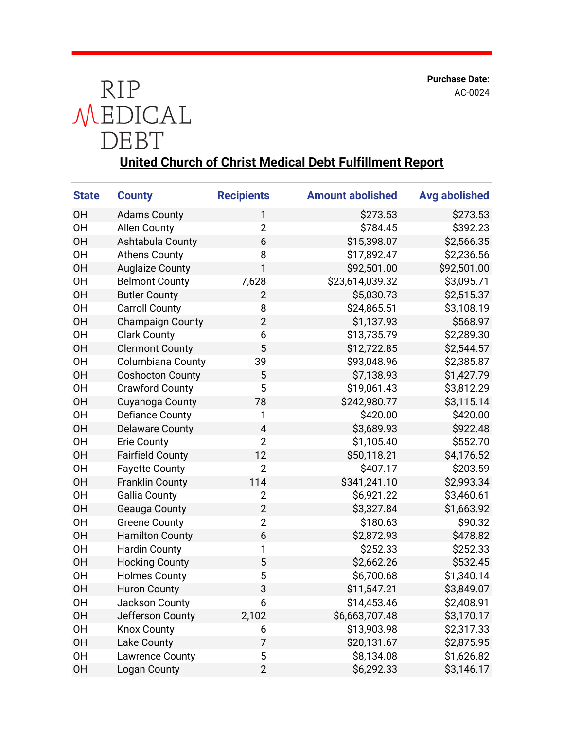RIP MEDICAL DEBT

**Purchase Date:**
AC-0024

## United Church of Christ Medical Debt Fulfillment Report

| State | County | Recipients | Amount abolished | Avg abolished |
|---|---|---|---|---|
| OH | Adams County | 1 | $273.53 | $273.53 |
| OH | Allen County | 2 | $784.45 | $392.23 |
| OH | Ashtabula County | 6 | $15,398.07 | $2,566.35 |
| OH | Athens County | 8 | $17,892.47 | $2,236.56 |
| OH | Auglaize County | 1 | $92,501.00 | $92,501.00 |
| OH | Belmont County | 7,628 | $23,614,039.32 | $3,095.71 |
| OH | Butler County | 2 | $5,030.73 | $2,515.37 |
| OH | Carroll County | 8 | $24,865.51 | $3,108.19 |
| OH | Champaign County | 2 | $1,137.93 | $568.97 |
| OH | Clark County | 6 | $13,735.79 | $2,289.30 |
| OH | Clermont County | 5 | $12,722.85 | $2,544.57 |
| OH | Columbiana County | 39 | $93,048.96 | $2,385.87 |
| OH | Coshocton County | 5 | $7,138.93 | $1,427.79 |
| OH | Crawford County | 5 | $19,061.43 | $3,812.29 |
| OH | Cuyahoga County | 78 | $242,980.77 | $3,115.14 |
| OH | Defiance County | 1 | $420.00 | $420.00 |
| OH | Delaware County | 4 | $3,689.93 | $922.48 |
| OH | Erie County | 2 | $1,105.40 | $552.70 |
| OH | Fairfield County | 12 | $50,118.21 | $4,176.52 |
| OH | Fayette County | 2 | $407.17 | $203.59 |
| OH | Franklin County | 114 | $341,241.10 | $2,993.34 |
| OH | Gallia County | 2 | $6,921.22 | $3,460.61 |
| OH | Geauga County | 2 | $3,327.84 | $1,663.92 |
| OH | Greene County | 2 | $180.63 | $90.32 |
| OH | Hamilton County | 6 | $2,872.93 | $478.82 |
| OH | Hardin County | 1 | $252.33 | $252.33 |
| OH | Hocking County | 5 | $2,662.26 | $532.45 |
| OH | Holmes County | 5 | $6,700.68 | $1,340.14 |
| OH | Huron County | 3 | $11,547.21 | $3,849.07 |
| OH | Jackson County | 6 | $14,453.46 | $2,408.91 |
| OH | Jefferson County | 2,102 | $6,663,707.48 | $3,170.17 |
| OH | Knox County | 6 | $13,903.98 | $2,317.33 |
| OH | Lake County | 7 | $20,131.67 | $2,875.95 |
| OH | Lawrence County | 5 | $8,134.08 | $1,626.82 |
| OH | Logan County | 2 | $6,292.33 | $3,146.17 |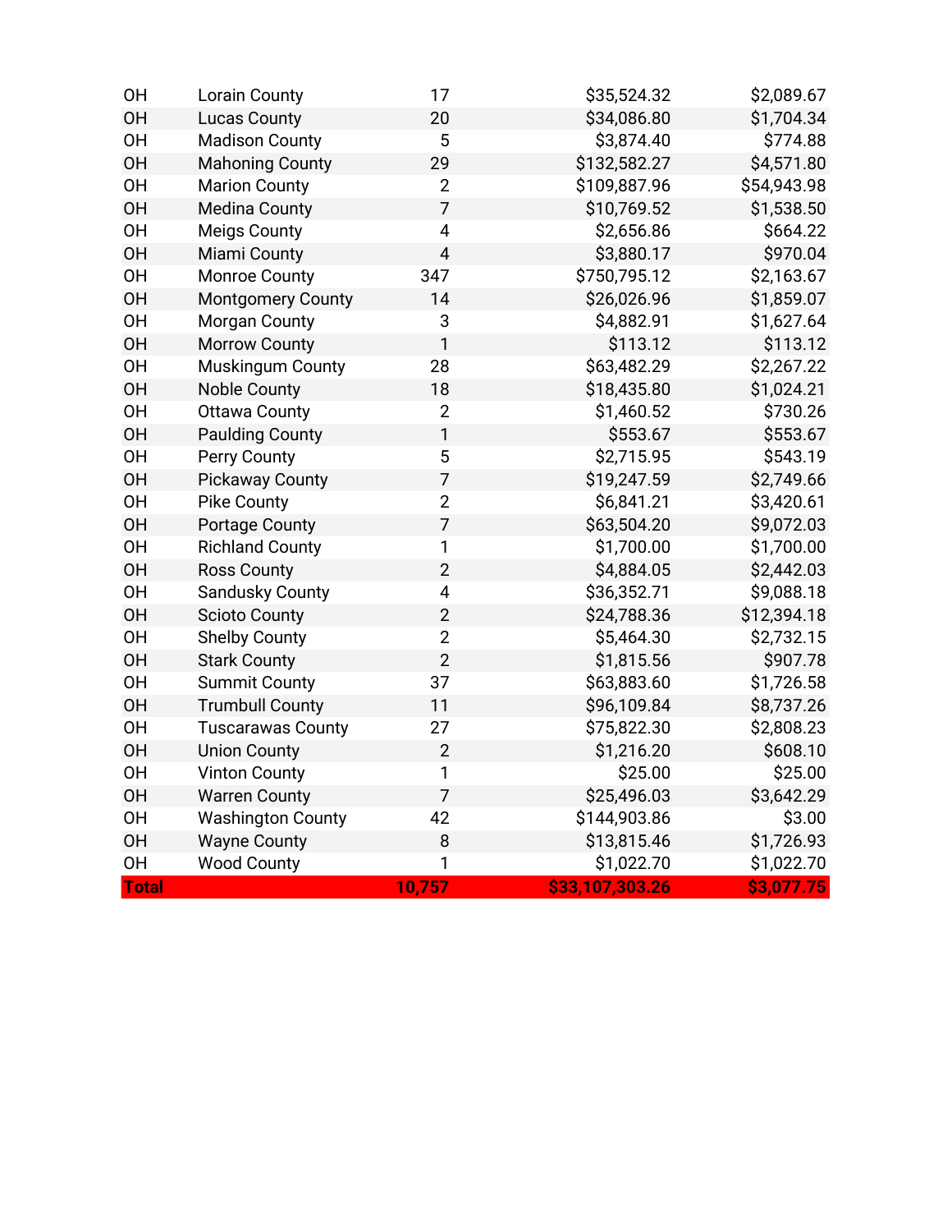| | | | | |
|---|---|---|---|---|
| OH | Lorain County | 17 | $35,524.32 | $2,089.67 |
| OH | Lucas County | 20 | $34,086.80 | $1,704.34 |
| OH | Madison County | 5 | $3,874.40 | $774.88 |
| OH | Mahoning County | 29 | $132,582.27 | $4,571.80 |
| OH | Marion County | 2 | $109,887.96 | $54,943.98 |
| OH | Medina County | 7 | $10,769.52 | $1,538.50 |
| OH | Meigs County | 4 | $2,656.86 | $664.22 |
| OH | Miami County | 4 | $3,880.17 | $970.04 |
| OH | Monroe County | 347 | $750,795.12 | $2,163.67 |
| OH | Montgomery County | 14 | $26,026.96 | $1,859.07 |
| OH | Morgan County | 3 | $4,882.91 | $1,627.64 |
| OH | Morrow County | 1 | $113.12 | $113.12 |
| OH | Muskingum County | 28 | $63,482.29 | $2,267.22 |
| OH | Noble County | 18 | $18,435.80 | $1,024.21 |
| OH | Ottawa County | 2 | $1,460.52 | $730.26 |
| OH | Paulding County | 1 | $553.67 | $553.67 |
| OH | Perry County | 5 | $2,715.95 | $543.19 |
| OH | Pickaway County | 7 | $19,247.59 | $2,749.66 |
| OH | Pike County | 2 | $6,841.21 | $3,420.61 |
| OH | Portage County | 7 | $63,504.20 | $9,072.03 |
| OH | Richland County | 1 | $1,700.00 | $1,700.00 |
| OH | Ross County | 2 | $4,884.05 | $2,442.03 |
| OH | Sandusky County | 4 | $36,352.71 | $9,088.18 |
| OH | Scioto County | 2 | $24,788.36 | $12,394.18 |
| OH | Shelby County | 2 | $5,464.30 | $2,732.15 |
| OH | Stark County | 2 | $1,815.56 | $907.78 |
| OH | Summit County | 37 | $63,883.60 | $1,726.58 |
| OH | Trumbull County | 11 | $96,109.84 | $8,737.26 |
| OH | Tuscarawas County | 27 | $75,822.30 | $2,808.23 |
| OH | Union County | 2 | $1,216.20 | $608.10 |
| OH | Vinton County | 1 | $25.00 | $25.00 |
| OH | Warren County | 7 | $25,496.03 | $3,642.29 |
| OH | Washington County | 42 | $144,903.86 | $3.00 |
| OH | Wayne County | 8 | $13,815.46 | $1,726.93 |
| OH | Wood County | 1 | $1,022.70 | $1,022.70 |
| **Total** | | **10,757** | **$33,107,303.26** | **$3,077.75** |